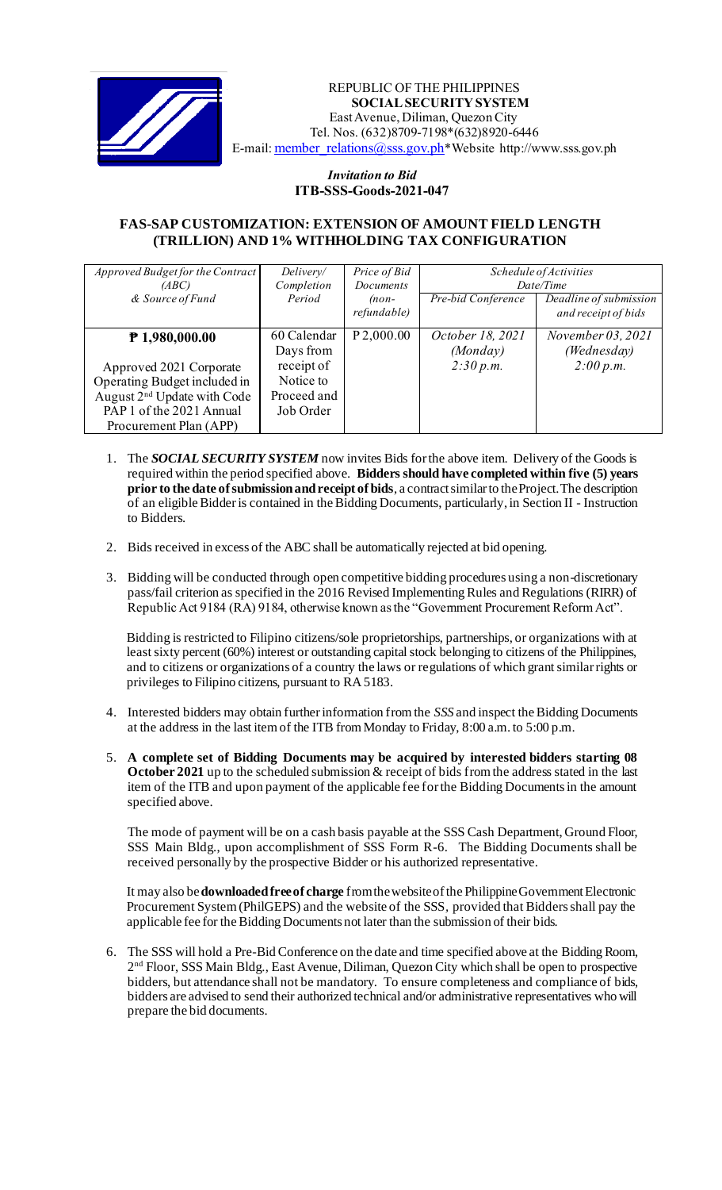REPUBLIC OF THE PHILIPPINES
**SOCIAL SECURITY SYSTEM**
East Avenue, Diliman, Quezon City
Tel. Nos. (632)8709-7198*(632)8920-6446
E-mail: member_relations@sss.gov.ph*Website http://www.sss.gov.ph

*Invitation to Bid*
**ITB-SSS-Goods-2021-047**

## FAS-SAP CUSTOMIZATION: EXTENSION OF AMOUNT FIELD LENGTH (TRILLION) AND 1% WITHHOLDING TAX CONFIGURATION

| *Approved Budget for the Contract (ABC) & Source of Fund* | *Delivery/ Completion Period* | *Price of Bid Documents (non-refundable)* | *Schedule of Activities Date/Time* | |
|---|---|---|---|---|
| | | | *Pre-bid Conference* | *Deadline of submission and receipt of bids* |
| **₱ 1,980,000.00**<br><br>Approved 2021 Corporate Operating Budget included in August 2nd Update with Code PAP 1 of the 2021 Annual Procurement Plan (APP) | 60 Calendar Days from receipt of Notice to Proceed and Job Order | P 2,000.00 | *October 18, 2021 (Monday) 2:30 p.m.* | *November 03, 2021 (Wednesday) 2:00 p.m.* |

1. The ***SOCIAL SECURITY SYSTEM*** now invites Bids for the above item. Delivery of the Goods is required within the period specified above. **Bidders should have completed within five (5) years prior to the date of submission and receipt of bids**, a contract similar to the Project. The description of an eligible Bidder is contained in the Bidding Documents, particularly, in Section II - Instruction to Bidders.

2. Bids received in excess of the ABC shall be automatically rejected at bid opening.

3. Bidding will be conducted through open competitive bidding procedures using a non-discretionary pass/fail criterion as specified in the 2016 Revised Implementing Rules and Regulations (RIRR) of Republic Act 9184 (RA) 9184, otherwise known as the "Government Procurement Reform Act".

   Bidding is restricted to Filipino citizens/sole proprietorships, partnerships, or organizations with at least sixty percent (60%) interest or outstanding capital stock belonging to citizens of the Philippines, and to citizens or organizations of a country the laws or regulations of which grant similar rights or privileges to Filipino citizens, pursuant to RA 5183.

4. Interested bidders may obtain further information from the *SSS* and inspect the Bidding Documents at the address in the last item of the ITB from Monday to Friday, 8:00 a.m. to 5:00 p.m.

5. **A complete set of Bidding Documents may be acquired by interested bidders starting 08 October 2021** up to the scheduled submission & receipt of bids from the address stated in the last item of the ITB and upon payment of the applicable fee for the Bidding Documents in the amount specified above.

   The mode of payment will be on a cash basis payable at the SSS Cash Department, Ground Floor, SSS Main Bldg., upon accomplishment of SSS Form R-6. The Bidding Documents shall be received personally by the prospective Bidder or his authorized representative.

   It may also be **downloaded free of charge** from the website of the Philippine Government Electronic Procurement System (PhilGEPS) and the website of the SSS, provided that Bidders shall pay the applicable fee for the Bidding Documents not later than the submission of their bids.

6. The SSS will hold a Pre-Bid Conference on the date and time specified above at the Bidding Room, 2nd Floor, SSS Main Bldg., East Avenue, Diliman, Quezon City which shall be open to prospective bidders, but attendance shall not be mandatory. To ensure completeness and compliance of bids, bidders are advised to send their authorized technical and/or administrative representatives who will prepare the bid documents.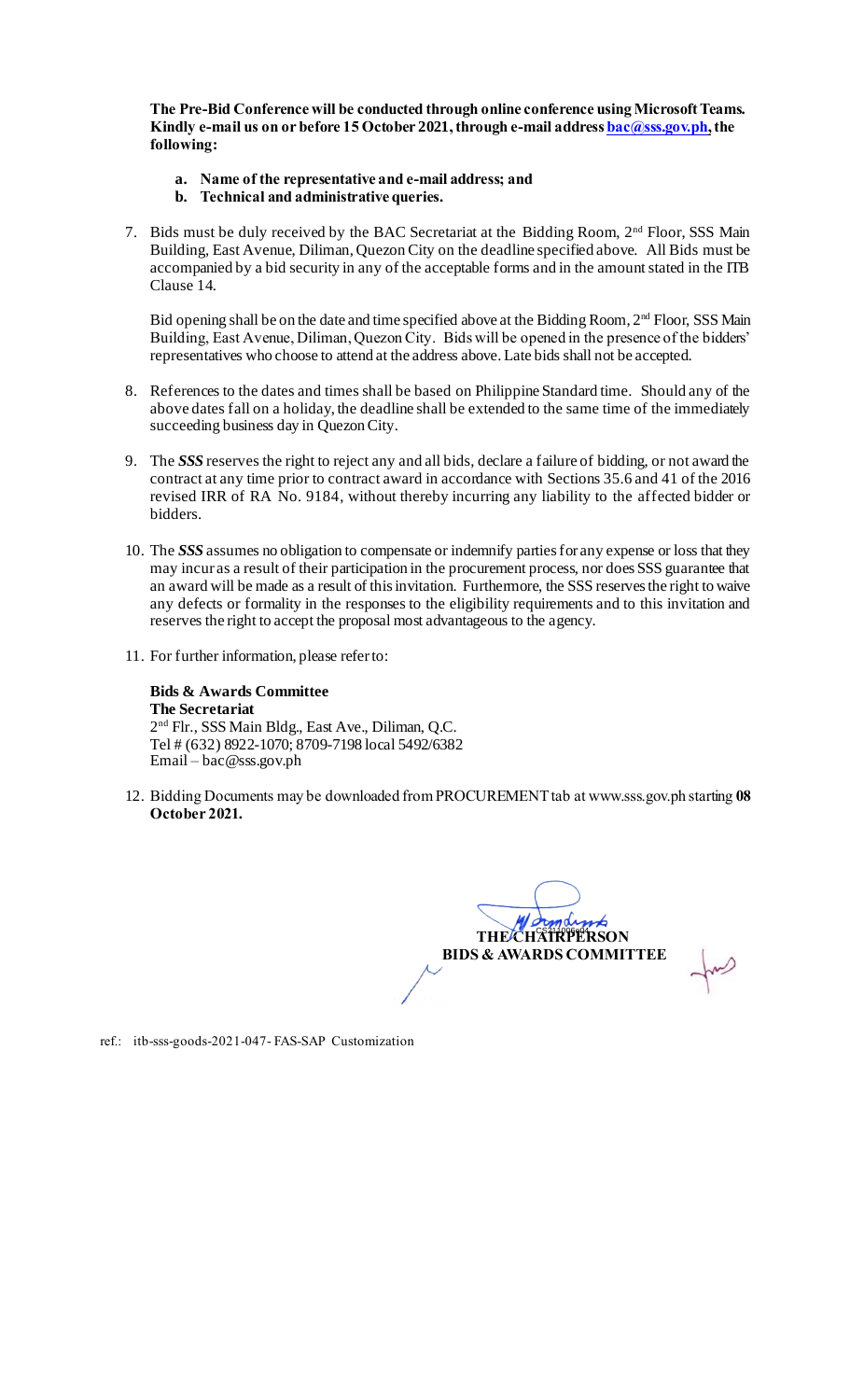**The Pre-Bid Conference will be conducted through online conference using Microsoft Teams. Kindly e-mail us on or before 15 October 2021, through e-mail address bac@sss.gov.ph, the following:**

- **a. Name of the representative and e-mail address; and**
- **b. Technical and administrative queries.**

7. Bids must be duly received by the BAC Secretariat at the Bidding Room, 2nd Floor, SSS Main Building, East Avenue, Diliman, Quezon City on the deadline specified above. All Bids must be accompanied by a bid security in any of the acceptable forms and in the amount stated in the ITB Clause 14.

   Bid opening shall be on the date and time specified above at the Bidding Room, 2nd Floor, SSS Main Building, East Avenue, Diliman, Quezon City. Bids will be opened in the presence of the bidders' representatives who choose to attend at the address above. Late bids shall not be accepted.

8. References to the dates and times shall be based on Philippine Standard time. Should any of the above dates fall on a holiday, the deadline shall be extended to the same time of the immediately succeeding business day in Quezon City.

9. The ***SSS*** reserves the right to reject any and all bids, declare a failure of bidding, or not award the contract at any time prior to contract award in accordance with Sections 35.6 and 41 of the 2016 revised IRR of RA No. 9184, without thereby incurring any liability to the affected bidder or bidders.

10. The ***SSS*** assumes no obligation to compensate or indemnify parties for any expense or loss that they may incur as a result of their participation in the procurement process, nor does SSS guarantee that an award will be made as a result of this invitation. Furthermore, the SSS reserves the right to waive any defects or formality in the responses to the eligibility requirements and to this invitation and reserves the right to accept the proposal most advantageous to the agency.

11. For further information, please refer to:

    **Bids & Awards Committee**
    **The Secretariat**
    2nd Flr., SSS Main Bldg., East Ave., Diliman, Q.C.
    Tel # (632) 8922-1070; 8709-7198 local 5492/6382
    Email – bac@sss.gov.ph

12. Bidding Documents may be downloaded from PROCUREMENT tab at www.sss.gov.ph starting **08 October 2021.**

**THE CHAIRPERSON**
**BIDS & AWARDS COMMITTEE**

ref.: itb-sss-goods-2021-047- FAS-SAP Customization